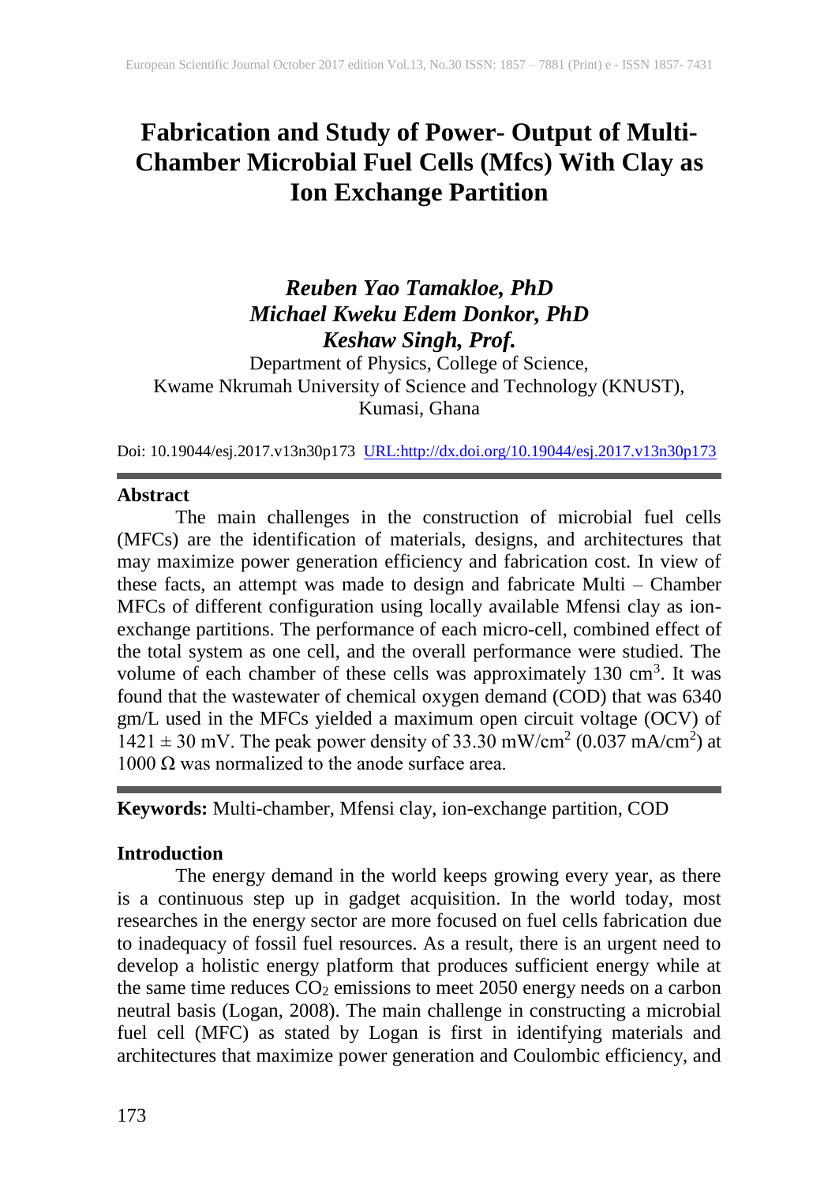# Fabrication and Study of Power- Output of Multi-Chamber Microbial Fuel Cells (Mfcs) With Clay as Ion Exchange Partition

***Reuben Yao Tamakloe, PhD***
***Michael Kweku Edem Donkor, PhD***
***Keshaw Singh, Prof.***

Department of Physics, College of Science,
Kwame Nkrumah University of Science and Technology (KNUST),
Kumasi, Ghana

Doi: 10.19044/esj.2017.v13n30p173 [URL:http://dx.doi.org/10.19044/esj.2017.v13n30p173](http://dx.doi.org/10.19044/esj.2017.v13n30p173)

---

## Abstract

The main challenges in the construction of microbial fuel cells (MFCs) are the identification of materials, designs, and architectures that may maximize power generation efficiency and fabrication cost. In view of these facts, an attempt was made to design and fabricate Multi – Chamber MFCs of different configuration using locally available Mfensi clay as ion-exchange partitions. The performance of each micro-cell, combined effect of the total system as one cell, and the overall performance were studied. The volume of each chamber of these cells was approximately 130 $cm^3$. It was found that the wastewater of chemical oxygen demand (COD) that was 6340 gm/L used in the MFCs yielded a maximum open circuit voltage (OCV) of $1421 \pm 30$ mV. The peak power density of 33.30 $mW/cm^2$ (0.037 $mA/cm^2$) at 1000 Ω was normalized to the anode surface area.

---

**Keywords:** Multi-chamber, Mfensi clay, ion-exchange partition, COD

## Introduction

The energy demand in the world keeps growing every year, as there is a continuous step up in gadget acquisition. In the world today, most researches in the energy sector are more focused on fuel cells fabrication due to inadequacy of fossil fuel resources. As a result, there is an urgent need to develop a holistic energy platform that produces sufficient energy while at the same time reduces $CO_2$ emissions to meet 2050 energy needs on a carbon neutral basis (Logan, 2008). The main challenge in constructing a microbial fuel cell (MFC) as stated by Logan is first in identifying materials and architectures that maximize power generation and Coulombic efficiency, and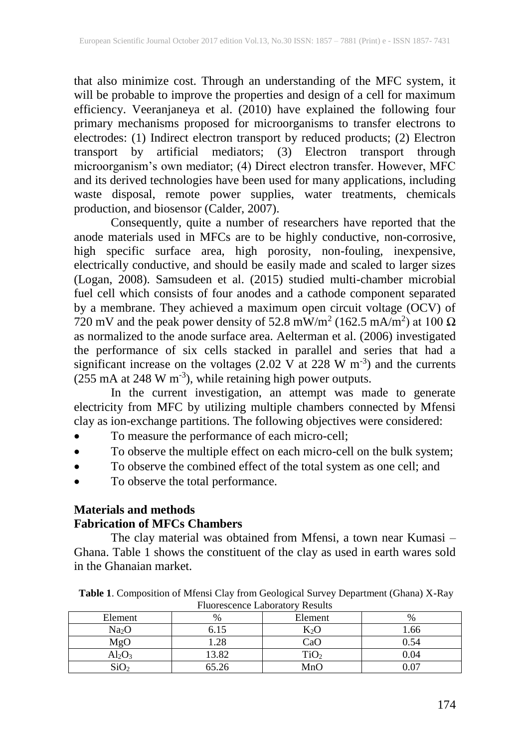that also minimize cost. Through an understanding of the MFC system, it will be probable to improve the properties and design of a cell for maximum efficiency. Veeranjaneya et al. (2010) have explained the following four primary mechanisms proposed for microorganisms to transfer electrons to electrodes: (1) Indirect electron transport by reduced products; (2) Electron transport by artificial mediators; (3) Electron transport through microorganism's own mediator; (4) Direct electron transfer. However, MFC and its derived technologies have been used for many applications, including waste disposal, remote power supplies, water treatments, chemicals production, and biosensor (Calder, 2007).

Consequently, quite a number of researchers have reported that the anode materials used in MFCs are to be highly conductive, non-corrosive, high specific surface area, high porosity, non-fouling, inexpensive, electrically conductive, and should be easily made and scaled to larger sizes (Logan, 2008). Samsudeen et al. (2015) studied multi-chamber microbial fuel cell which consists of four anodes and a cathode component separated by a membrane. They achieved a maximum open circuit voltage (OCV) of 720 mV and the peak power density of 52.8 mW/m$^2$ (162.5 mA/m$^2$) at 100 Ω as normalized to the anode surface area. Aelterman et al. (2006) investigated the performance of six cells stacked in parallel and series that had a significant increase on the voltages (2.02 V at 228 W m$^{-3}$) and the currents (255 mA at 248 W m$^{-3}$), while retaining high power outputs.

In the current investigation, an attempt was made to generate electricity from MFC by utilizing multiple chambers connected by Mfensi clay as ion-exchange partitions. The following objectives were considered:

- To measure the performance of each micro-cell;
- To observe the multiple effect on each micro-cell on the bulk system;
- To observe the combined effect of the total system as one cell; and
- To observe the total performance.

## Materials and methods

### Fabrication of MFCs Chambers

The clay material was obtained from Mfensi, a town near Kumasi – Ghana. Table 1 shows the constituent of the clay as used in earth wares sold in the Ghanaian market.

**Table 1**. Composition of Mfensi Clay from Geological Survey Department (Ghana) X-Ray Fluorescence Laboratory Results

| Element | % | Element | % |
|---|---|---|---|
| $Na_2O$ | 6.15 | $K_2O$ | 1.66 |
| $MgO$ | 1.28 | $CaO$ | 0.54 |
| $Al_2O_3$ | 13.82 | $TiO_2$ | 0.04 |
| $SiO_2$ | 65.26 | $MnO$ | 0.07 |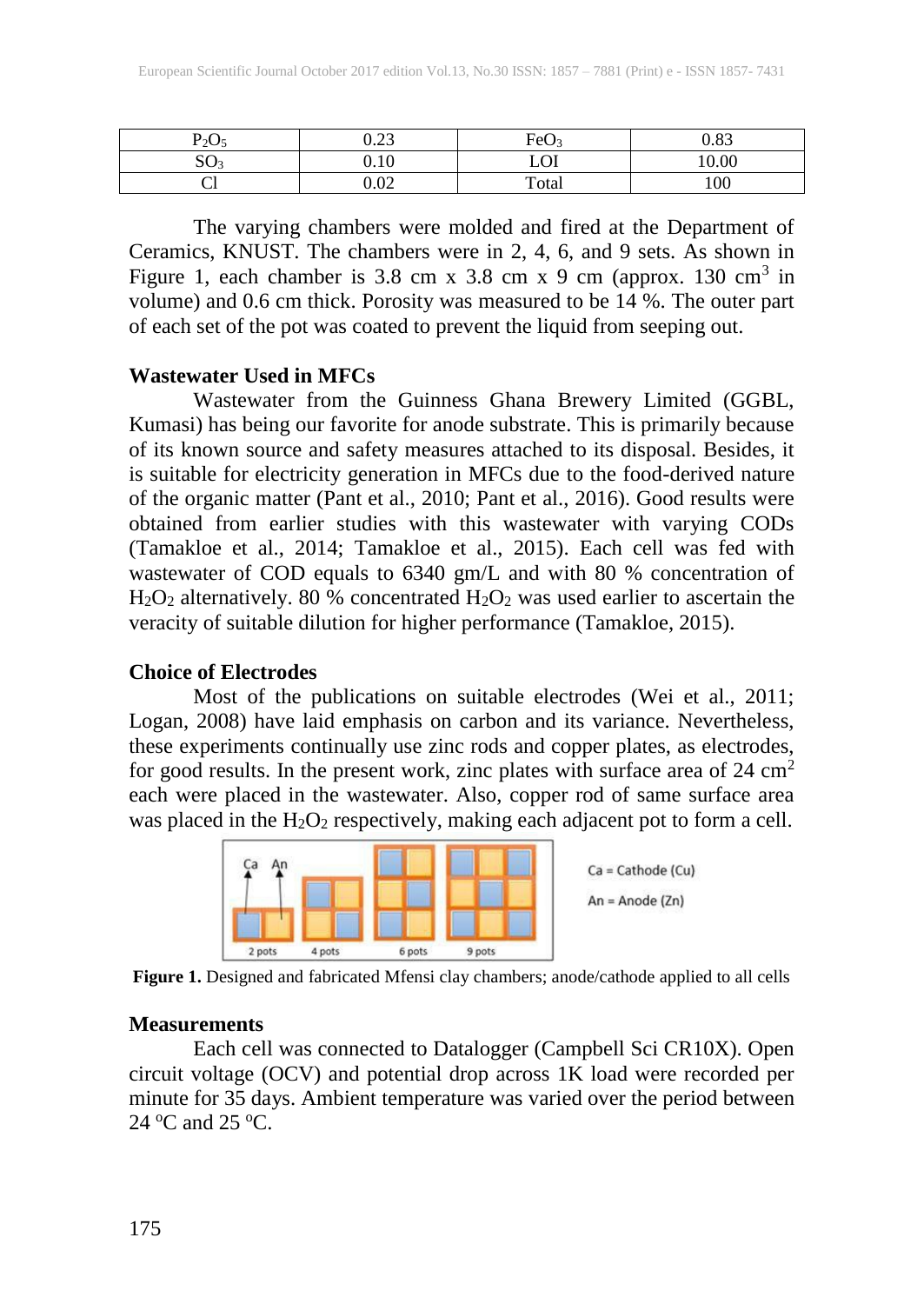| $P_2O_5$ | 0.23 | $FeO_3$ | 0.83 |
|---|---|---|---|
| $SO_3$ | 0.10 | LOI | 10.00 |
| Cl | 0.02 | Total | 100 |

The varying chambers were molded and fired at the Department of Ceramics, KNUST. The chambers were in 2, 4, 6, and 9 sets. As shown in Figure 1, each chamber is 3.8 cm x 3.8 cm x 9 cm (approx. 130 $cm^3$ in volume) and 0.6 cm thick. Porosity was measured to be 14 %. The outer part of each set of the pot was coated to prevent the liquid from seeping out.

### Wastewater Used in MFCs

Wastewater from the Guinness Ghana Brewery Limited (GGBL, Kumasi) has being our favorite for anode substrate. This is primarily because of its known source and safety measures attached to its disposal. Besides, it is suitable for electricity generation in MFCs due to the food-derived nature of the organic matter (Pant et al., 2010; Pant et al., 2016). Good results were obtained from earlier studies with this wastewater with varying CODs (Tamakloe et al., 2014; Tamakloe et al., 2015). Each cell was fed with wastewater of COD equals to 6340 gm/L and with 80 % concentration of $H_2O_2$ alternatively. 80 % concentrated $H_2O_2$ was used earlier to ascertain the veracity of suitable dilution for higher performance (Tamakloe, 2015).

### Choice of Electrodes

Most of the publications on suitable electrodes (Wei et al., 2011; Logan, 2008) have laid emphasis on carbon and its variance. Nevertheless, these experiments continually use zinc rods and copper plates, as electrodes, for good results. In the present work, zinc plates with surface area of 24 $cm^2$ each were placed in the wastewater. Also, copper rod of same surface area was placed in the $H_2O_2$ respectively, making each adjacent pot to form a cell.

Ca = Cathode (Cu)

An = Anode (Zn)

2 pots 4 pots 6 pots 9 pots

**Figure 1.** Designed and fabricated Mfensi clay chambers; anode/cathode applied to all cells

### Measurements

Each cell was connected to Datalogger (Campbell Sci CR10X). Open circuit voltage (OCV) and potential drop across 1K load were recorded per minute for 35 days. Ambient temperature was varied over the period between 24 ºC and 25 ºC.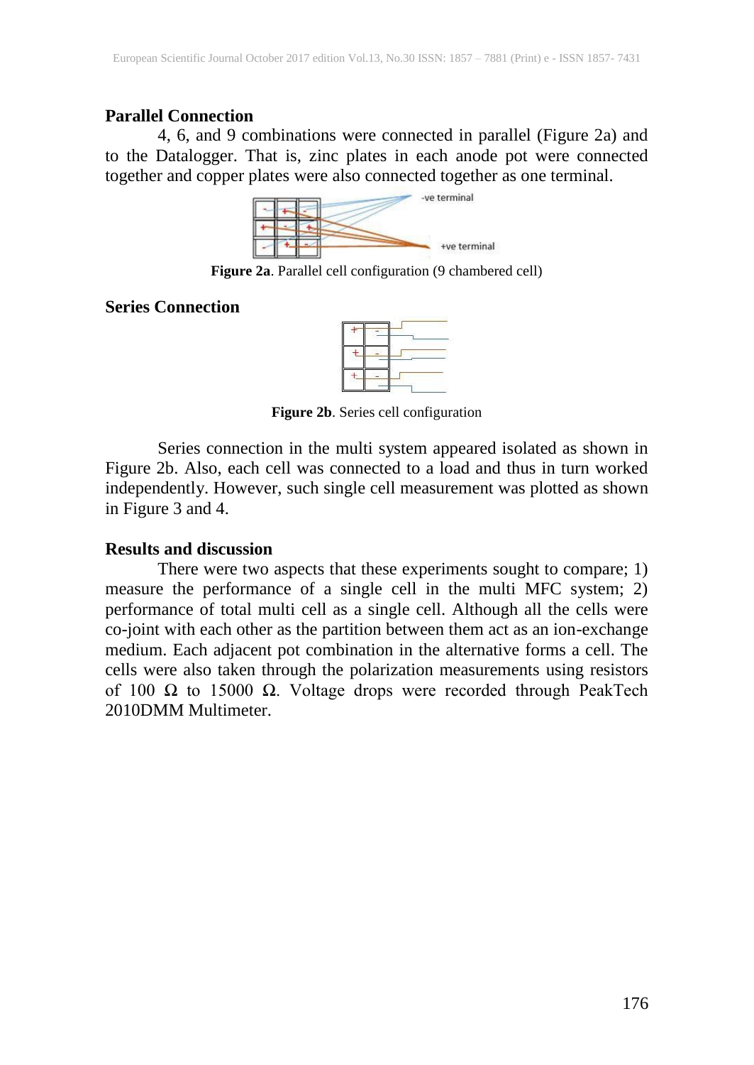**Parallel Connection**

4, 6, and 9 combinations were connected in parallel (Figure 2a) and to the Datalogger. That is, zinc plates in each anode pot were connected together and copper plates were also connected together as one terminal.

**Figure 2a**. Parallel cell configuration (9 chambered cell)

**Series Connection**

**Figure 2b**. Series cell configuration

Series connection in the multi system appeared isolated as shown in Figure 2b. Also, each cell was connected to a load and thus in turn worked independently. However, such single cell measurement was plotted as shown in Figure 3 and 4.

**Results and discussion**

There were two aspects that these experiments sought to compare; 1) measure the performance of a single cell in the multi MFC system; 2) performance of total multi cell as a single cell. Although all the cells were co-joint with each other as the partition between them act as an ion-exchange medium. Each adjacent pot combination in the alternative forms a cell. The cells were also taken through the polarization measurements using resistors of 100 Ω to 15000 Ω. Voltage drops were recorded through PeakTech 2010DMM Multimeter.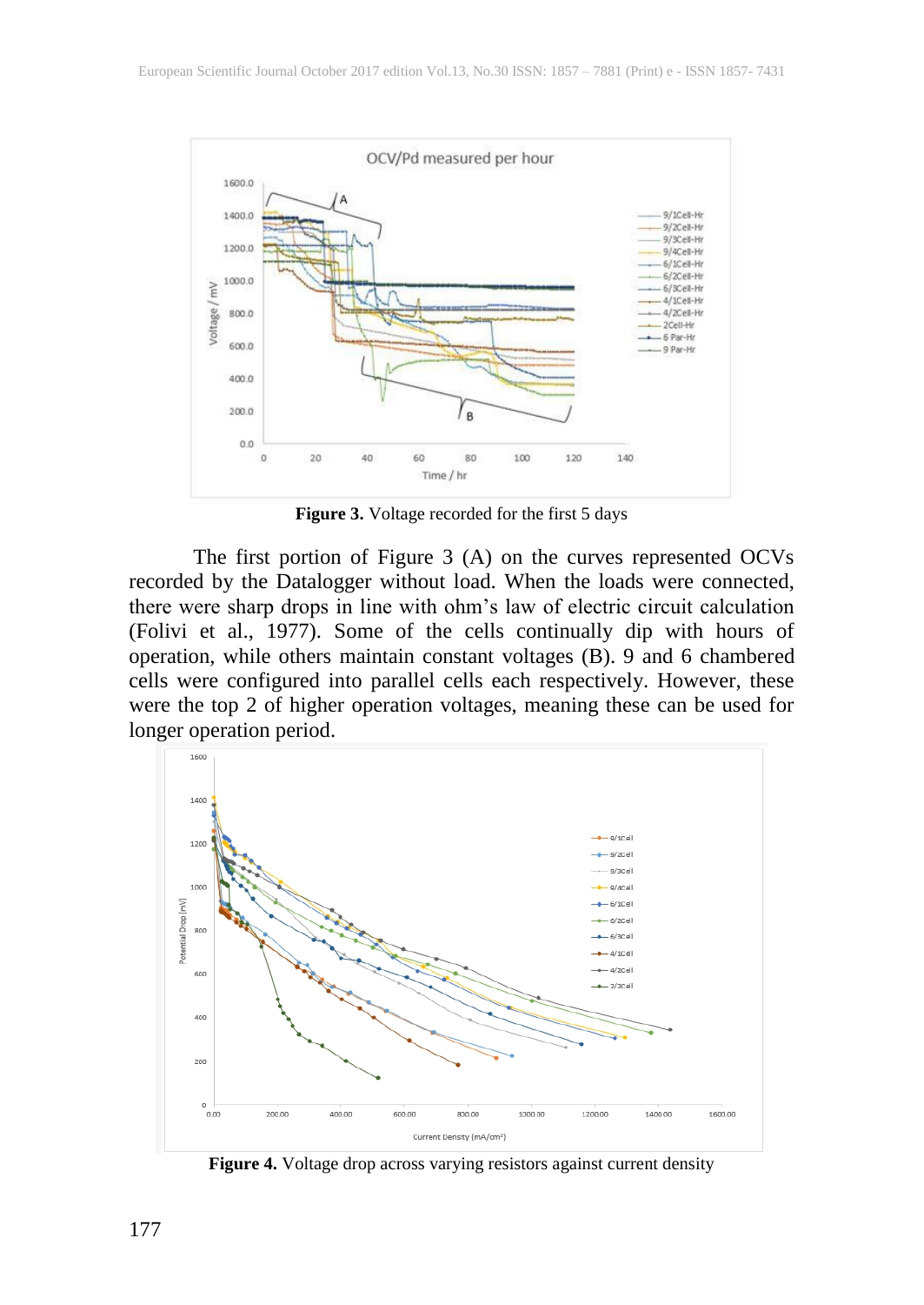**Figure 3.** Voltage recorded for the first 5 days

The first portion of Figure 3 (A) on the curves represented OCVs recorded by the Datalogger without load. When the loads were connected, there were sharp drops in line with ohm's law of electric circuit calculation (Folivi et al., 1977). Some of the cells continually dip with hours of operation, while others maintain constant voltages (B). 9 and 6 chambered cells were configured into parallel cells each respectively. However, these were the top 2 of higher operation voltages, meaning these can be used for longer operation period.

**Figure 4.** Voltage drop across varying resistors against current density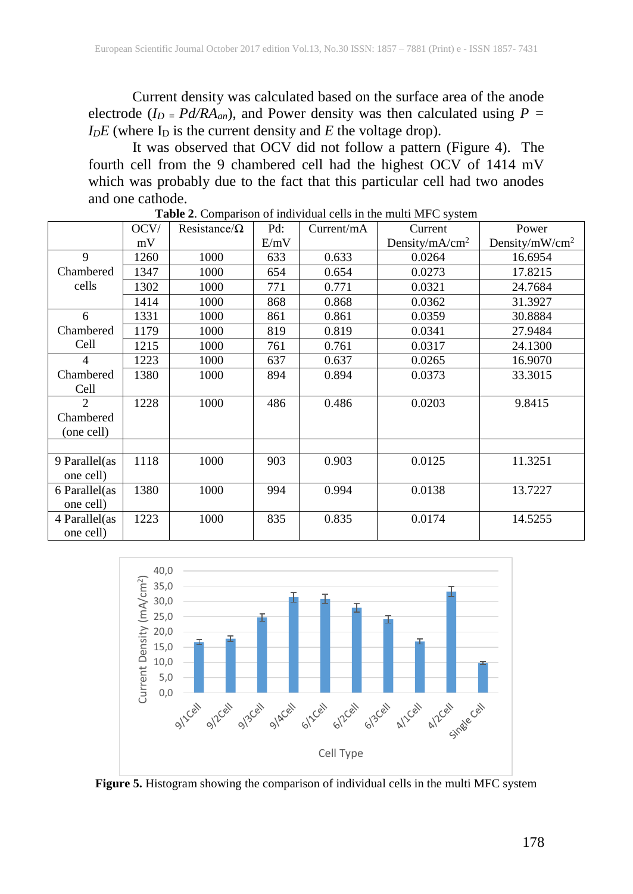Current density was calculated based on the surface area of the anode electrode ($I_D = Pd/RA_{an}$), and Power density was then calculated using $P = I_D E$ (where $I_D$ is the current density and $E$ the voltage drop).

It was observed that OCV did not follow a pattern (Figure 4). The fourth cell from the 9 chambered cell had the highest OCV of 1414 mV which was probably due to the fact that this particular cell had two anodes and one cathode.

**Table 2**. Comparison of individual cells in the multi MFC system

| | OCV/ mV | Resistance/Ω | Pd: E/mV | Current/mA | Current Density/mA/cm$^2$ | Power Density/mW/cm$^2$ |
|---|---|---|---|---|---|---|
| 9 Chambered cells | 1260 | 1000 | 633 | 0.633 | 0.0264 | 16.6954 |
| | 1347 | 1000 | 654 | 0.654 | 0.0273 | 17.8215 |
| | 1302 | 1000 | 771 | 0.771 | 0.0321 | 24.7684 |
| | 1414 | 1000 | 868 | 0.868 | 0.0362 | 31.3927 |
| 6 Chambered Cell | 1331 | 1000 | 861 | 0.861 | 0.0359 | 30.8884 |
| | 1179 | 1000 | 819 | 0.819 | 0.0341 | 27.9484 |
| | 1215 | 1000 | 761 | 0.761 | 0.0317 | 24.1300 |
| 4 Chambered Cell | 1223 | 1000 | 637 | 0.637 | 0.0265 | 16.9070 |
| | 1380 | 1000 | 894 | 0.894 | 0.0373 | 33.3015 |
| 2 Chambered (one cell) | 1228 | 1000 | 486 | 0.486 | 0.0203 | 9.8415 |
| | | | | | | |
| 9 Parallel(as one cell) | 1118 | 1000 | 903 | 0.903 | 0.0125 | 11.3251 |
| 6 Parallel(as one cell) | 1380 | 1000 | 994 | 0.994 | 0.0138 | 13.7227 |
| 4 Parallel(as one cell) | 1223 | 1000 | 835 | 0.835 | 0.0174 | 14.5255 |

**Figure 5.** Histogram showing the comparison of individual cells in the multi MFC system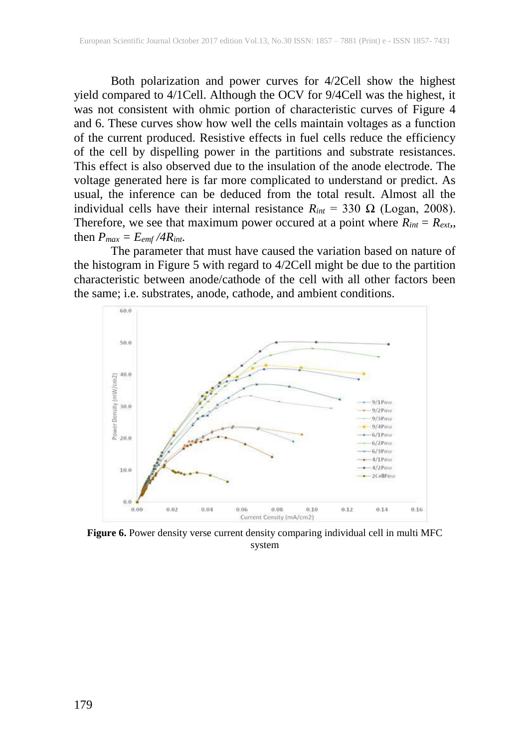Both polarization and power curves for 4/2Cell show the highest yield compared to 4/1Cell. Although the OCV for 9/4Cell was the highest, it was not consistent with ohmic portion of characteristic curves of Figure 4 and 6. These curves show how well the cells maintain voltages as a function of the current produced. Resistive effects in fuel cells reduce the efficiency of the cell by dispelling power in the partitions and substrate resistances. This effect is also observed due to the insulation of the anode electrode. The voltage generated here is far more complicated to understand or predict. As usual, the inference can be deduced from the total result. Almost all the individual cells have their internal resistance $R_{int}$ = 330 Ω (Logan, 2008). Therefore, we see that maximum power occured at a point where $R_{int} = R_{ext}$,, then $P_{max} = E_{emf} /4R_{int}$.

The parameter that must have caused the variation based on nature of the histogram in Figure 5 with regard to 4/2Cell might be due to the partition characteristic between anode/cathode of the cell with all other factors been the same; i.e. substrates, anode, cathode, and ambient conditions.

**Figure 6.** Power density verse current density comparing individual cell in multi MFC system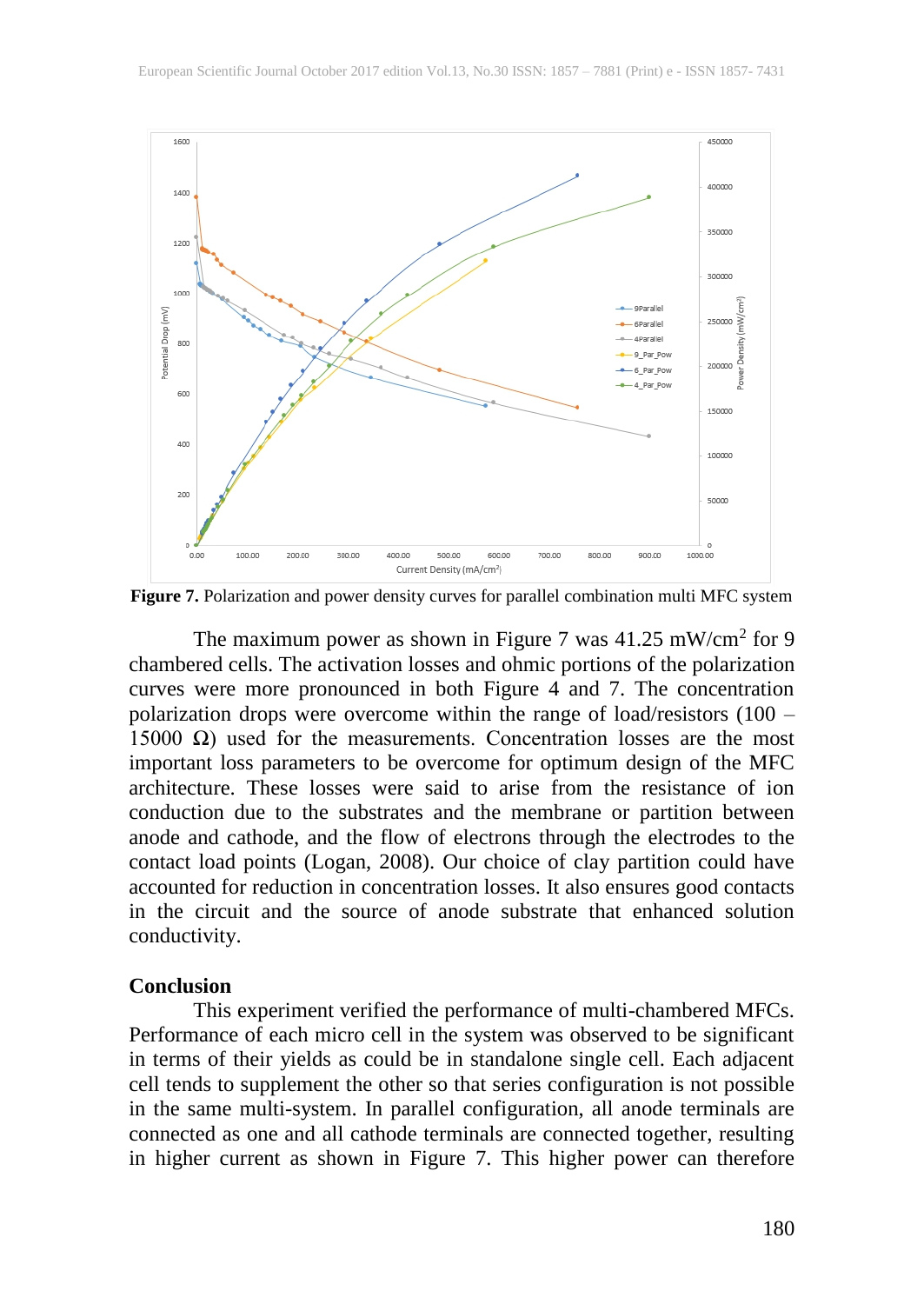**Figure 7.** Polarization and power density curves for parallel combination multi MFC system

The maximum power as shown in Figure 7 was 41.25 $mW/cm^2$ for 9 chambered cells. The activation losses and ohmic portions of the polarization curves were more pronounced in both Figure 4 and 7. The concentration polarization drops were overcome within the range of load/resistors (100 – 15000 Ω) used for the measurements. Concentration losses are the most important loss parameters to be overcome for optimum design of the MFC architecture. These losses were said to arise from the resistance of ion conduction due to the substrates and the membrane or partition between anode and cathode, and the flow of electrons through the electrodes to the contact load points (Logan, 2008). Our choice of clay partition could have accounted for reduction in concentration losses. It also ensures good contacts in the circuit and the source of anode substrate that enhanced solution conductivity.

## Conclusion

This experiment verified the performance of multi-chambered MFCs. Performance of each micro cell in the system was observed to be significant in terms of their yields as could be in standalone single cell. Each adjacent cell tends to supplement the other so that series configuration is not possible in the same multi-system. In parallel configuration, all anode terminals are connected as one and all cathode terminals are connected together, resulting in higher current as shown in Figure 7. This higher power can therefore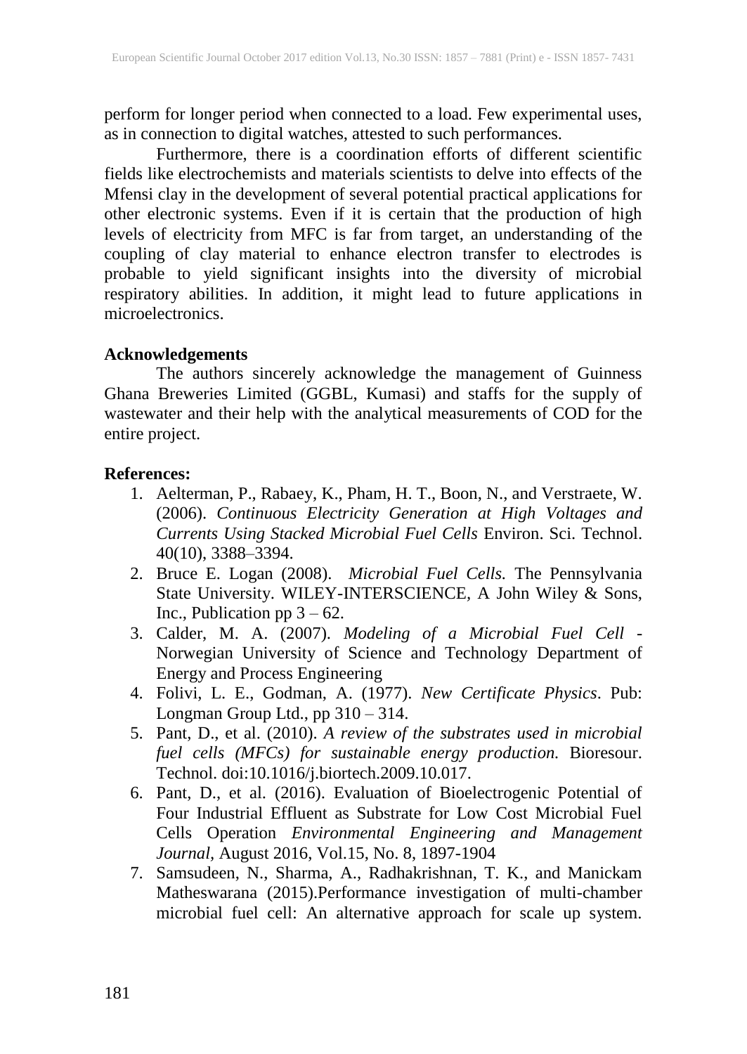perform for longer period when connected to a load. Few experimental uses, as in connection to digital watches, attested to such performances.

Furthermore, there is a coordination efforts of different scientific fields like electrochemists and materials scientists to delve into effects of the Mfensi clay in the development of several potential practical applications for other electronic systems. Even if it is certain that the production of high levels of electricity from MFC is far from target, an understanding of the coupling of clay material to enhance electron transfer to electrodes is probable to yield significant insights into the diversity of microbial respiratory abilities. In addition, it might lead to future applications in microelectronics.

**Acknowledgements**

The authors sincerely acknowledge the management of Guinness Ghana Breweries Limited (GGBL, Kumasi) and staffs for the supply of wastewater and their help with the analytical measurements of COD for the entire project.

**References:**

1. Aelterman, P., Rabaey, K., Pham, H. T., Boon, N., and Verstraete, W. (2006). *Continuous Electricity Generation at High Voltages and Currents Using Stacked Microbial Fuel Cells* Environ. Sci. Technol. 40(10), 3388–3394.
2. Bruce E. Logan (2008). *Microbial Fuel Cells.* The Pennsylvania State University. WILEY-INTERSCIENCE, A John Wiley & Sons, Inc., Publication pp 3 – 62.
3. Calder, M. A. (2007). *Modeling of a Microbial Fuel Cell* - Norwegian University of Science and Technology Department of Energy and Process Engineering
4. Folivi, L. E., Godman, A. (1977). *New Certificate Physics*. Pub: Longman Group Ltd., pp 310 – 314.
5. Pant, D., et al. (2010). *A review of the substrates used in microbial fuel cells (MFCs) for sustainable energy production.* Bioresour. Technol. doi:10.1016/j.biortech.2009.10.017.
6. Pant, D., et al. (2016). Evaluation of Bioelectrogenic Potential of Four Industrial Effluent as Substrate for Low Cost Microbial Fuel Cells Operation *Environmental Engineering and Management Journal*, August 2016, Vol.15, No. 8, 1897-1904
7. Samsudeen, N., Sharma, A., Radhakrishnan, T. K., and Manickam Matheswarana (2015).Performance investigation of multi-chamber microbial fuel cell: An alternative approach for scale up system.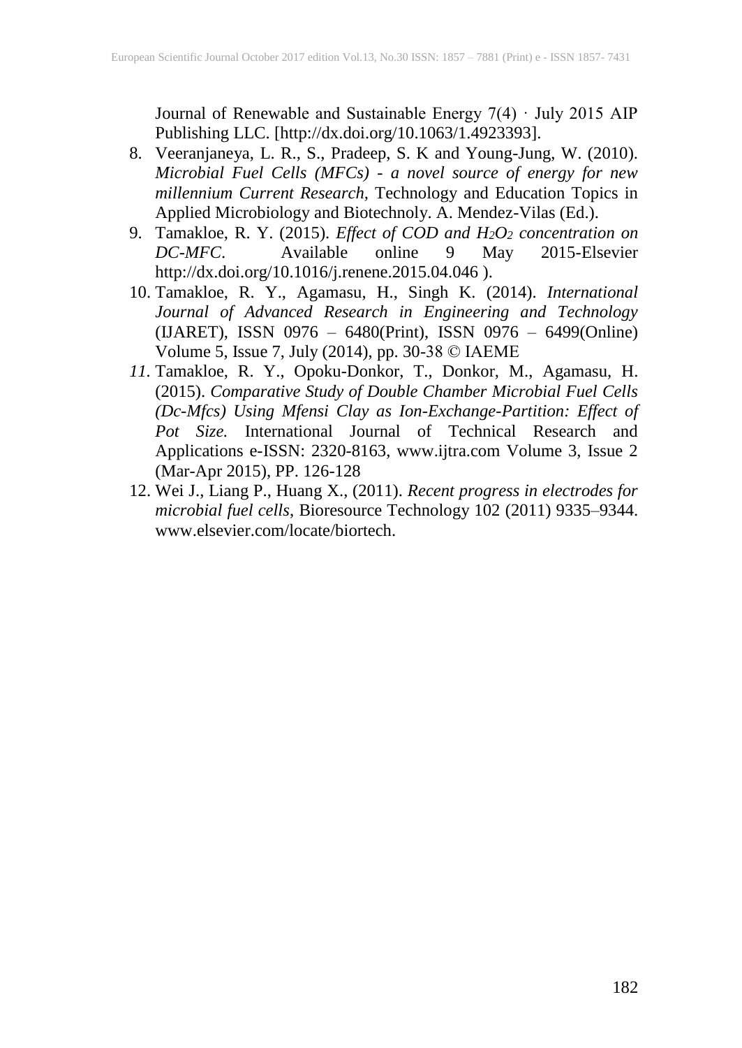Journal of Renewable and Sustainable Energy 7(4) · July 2015 AIP Publishing LLC. [http://dx.doi.org/10.1063/1.4923393].

8. Veeranjaneya, L. R., S., Pradeep, S. K and Young-Jung, W. (2010). *Microbial Fuel Cells (MFCs) - a novel source of energy for new millennium Current Research*, Technology and Education Topics in Applied Microbiology and Biotechnoly. A. Mendez-Vilas (Ed.).
9. Tamakloe, R. Y. (2015). *Effect of COD and $H_2O_2$ concentration on DC-MFC*. Available online 9 May 2015-Elsevier http://dx.doi.org/10.1016/j.renene.2015.04.046 ).
10. Tamakloe, R. Y., Agamasu, H., Singh K. (2014). *International Journal of Advanced Research in Engineering and Technology* (IJARET), ISSN 0976 – 6480(Print), ISSN 0976 – 6499(Online) Volume 5, Issue 7, July (2014), pp. 30-38 © IAEME
11. Tamakloe, R. Y., Opoku-Donkor, T., Donkor, M., Agamasu, H. (2015). *Comparative Study of Double Chamber Microbial Fuel Cells (Dc-Mfcs) Using Mfensi Clay as Ion-Exchange-Partition: Effect of Pot Size.* International Journal of Technical Research and Applications e-ISSN: 2320-8163, www.ijtra.com Volume 3, Issue 2 (Mar-Apr 2015), PP. 126-128
12. Wei J., Liang P., Huang X., (2011). *Recent progress in electrodes for microbial fuel cells*, Bioresource Technology 102 (2011) 9335–9344. www.elsevier.com/locate/biortech.